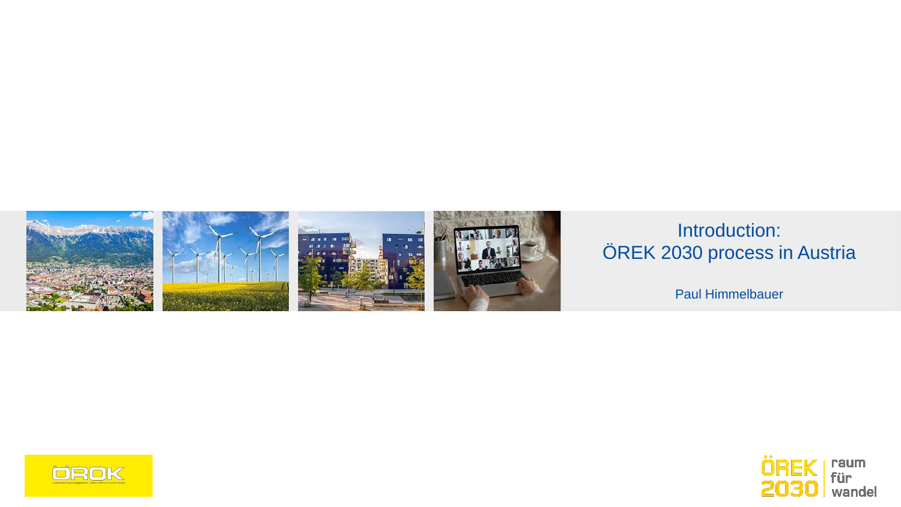# Introduction: ÖREK 2030 process in Austria

Paul Himmelbauer

ÖREK 2030 raum für wandel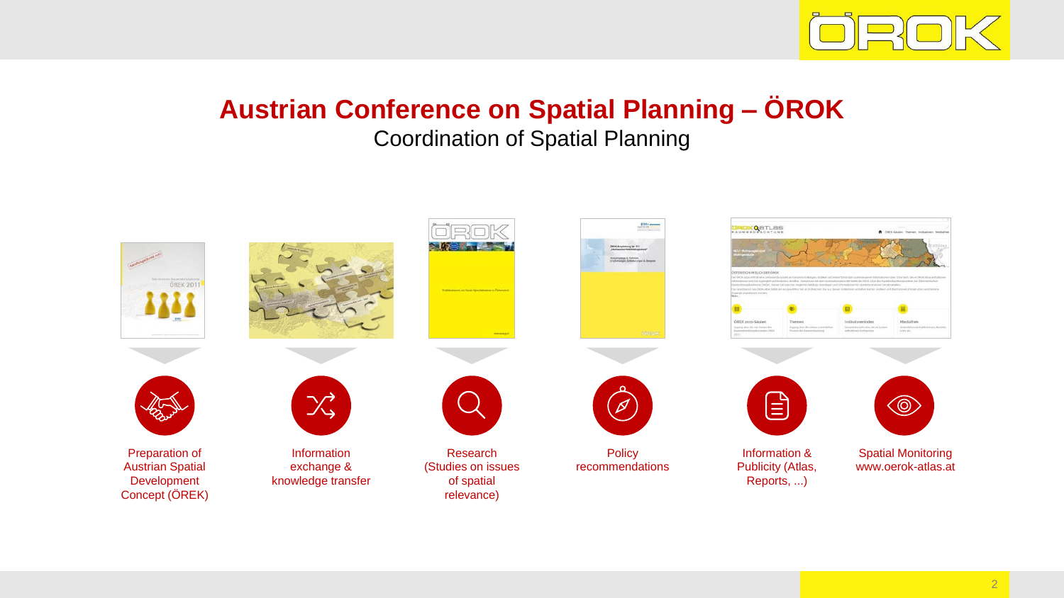# Austrian Conference on Spatial Planning – ÖROK

## Coordination of Spatial Planning

- Preparation of Austrian Spatial Development Concept (ÖREK)
- Information exchange & knowledge transfer
- Research (Studies on issues of spatial relevance)
- Policy recommendations
- Information & Publicity (Atlas, Reports, ...)
- Spatial Monitoring www.oerok-atlas.at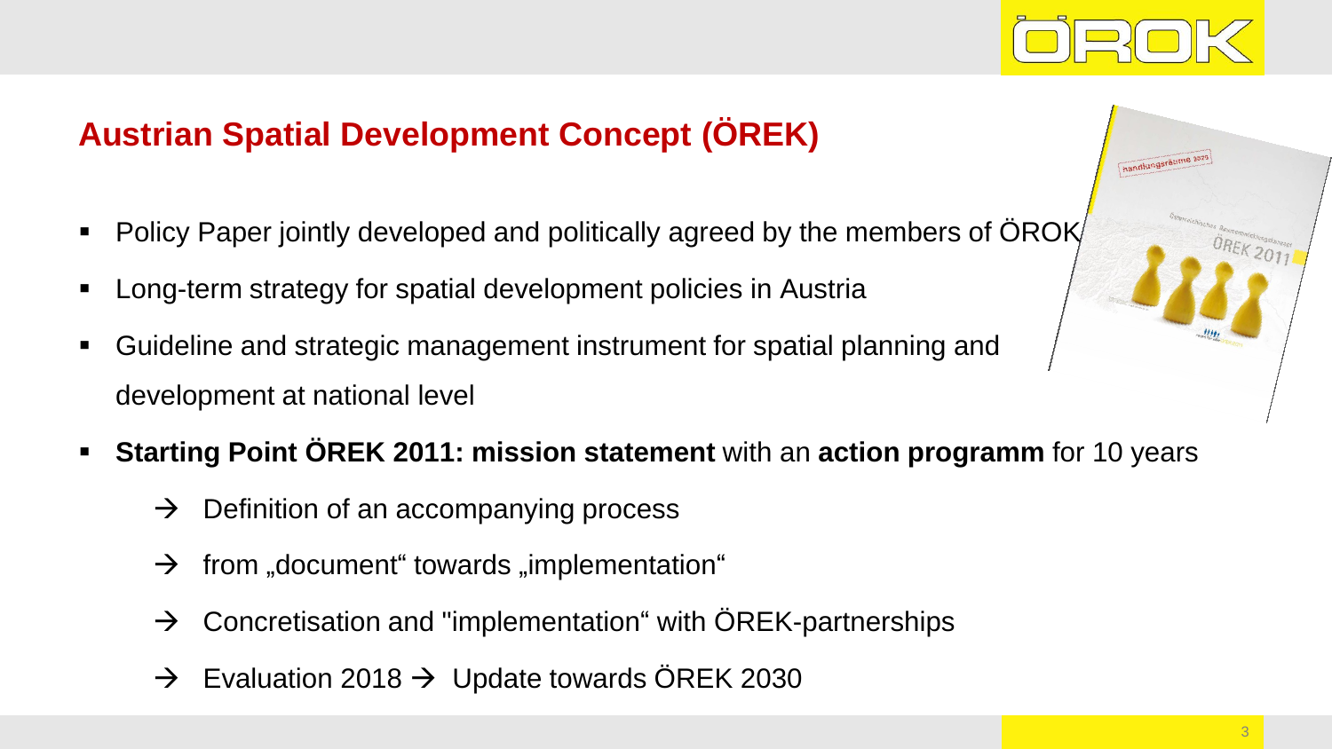## Austrian Spatial Development Concept (ÖREK)

- Policy Paper jointly developed and politically agreed by the members of ÖROK
- Long-term strategy for spatial development policies in Austria
- Guideline and strategic management instrument for spatial planning and development at national level
- **Starting Point ÖREK 2011: mission statement** with an **action programm** for 10 years
  - → Definition of an accompanying process
  - → from „document“ towards „implementation“
  - → Concretisation and "implementation“ with ÖREK-partnerships
  - → Evaluation 2018 → Update towards ÖREK 2030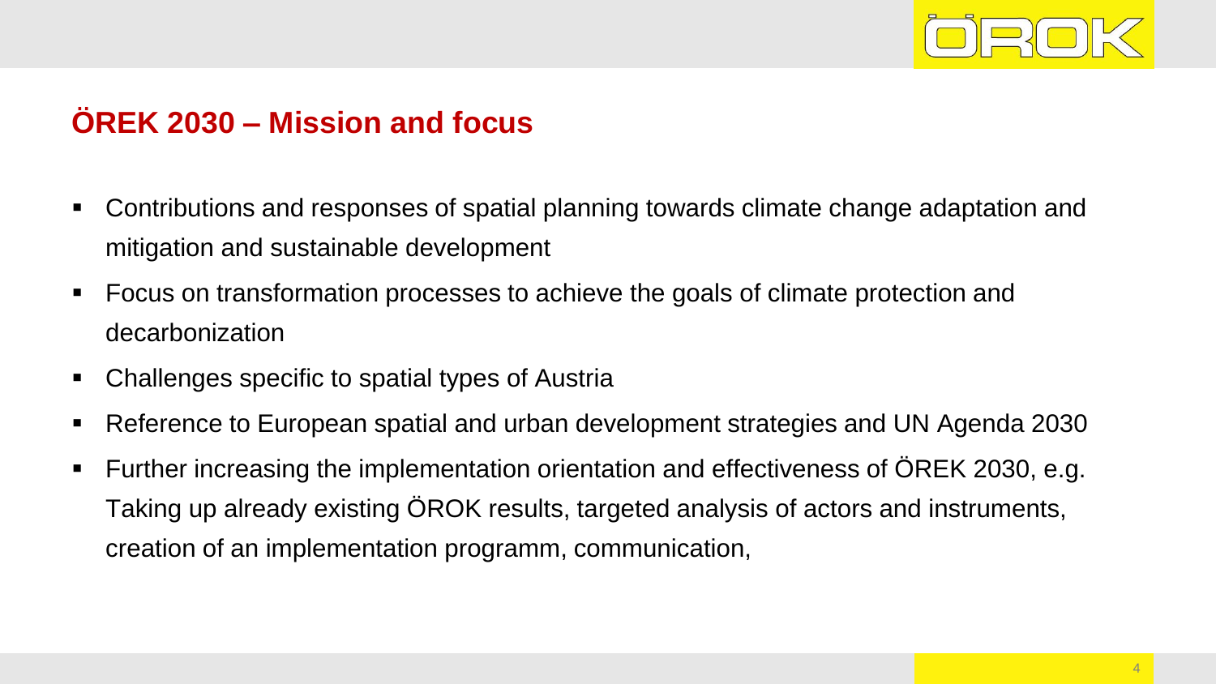## ÖREK 2030 – Mission and focus

- Contributions and responses of spatial planning towards climate change adaptation and mitigation and sustainable development
- Focus on transformation processes to achieve the goals of climate protection and decarbonization
- Challenges specific to spatial types of Austria
- Reference to European spatial and urban development strategies and UN Agenda 2030
- Further increasing the implementation orientation and effectiveness of ÖREK 2030, e.g. Taking up already existing ÖROK results, targeted analysis of actors and instruments, creation of an implementation programm, communication,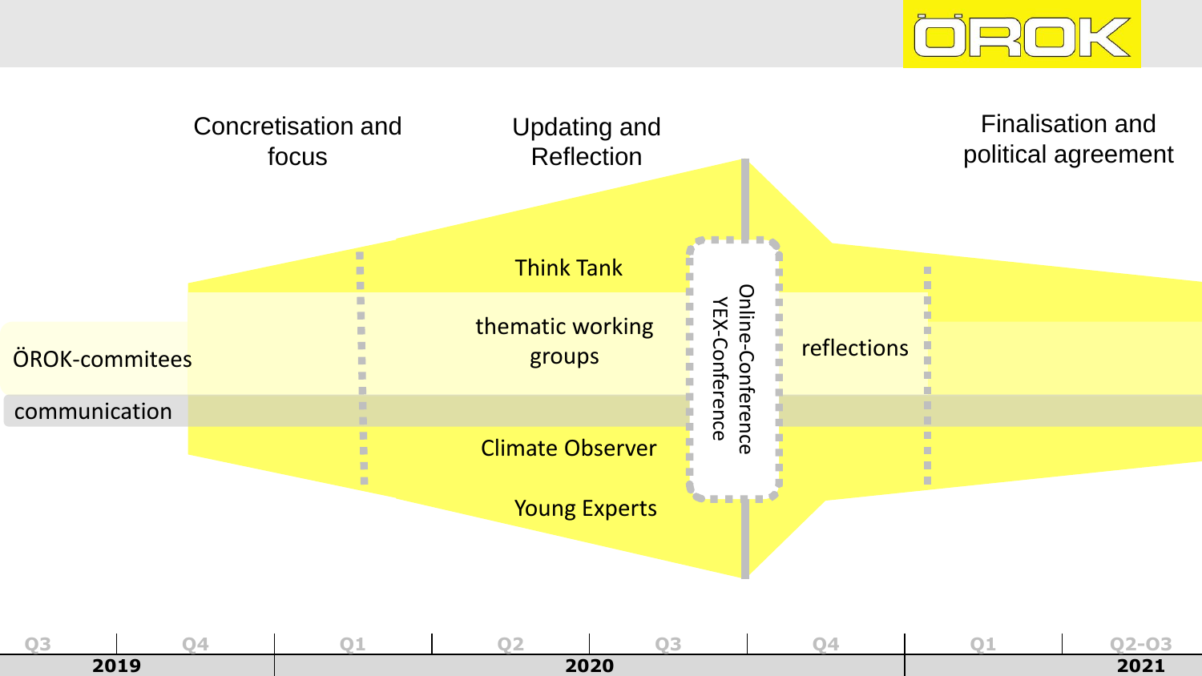ÖROK

Concretisation and focus

Updating and Reflection

Finalisation and political agreement

Think Tank

thematic working groups

ÖROK-commitees

communication

Climate Observer

Young Experts

Online-Conference
YEX-Conference

reflections

| Q3 | Q4 | Q1 | Q2 | Q3 | Q4 | Q1 | Q2-Q3 |
|---|---|---|---|---|---|---|---|
| 2019 | | 2020 | | | | 2021 | |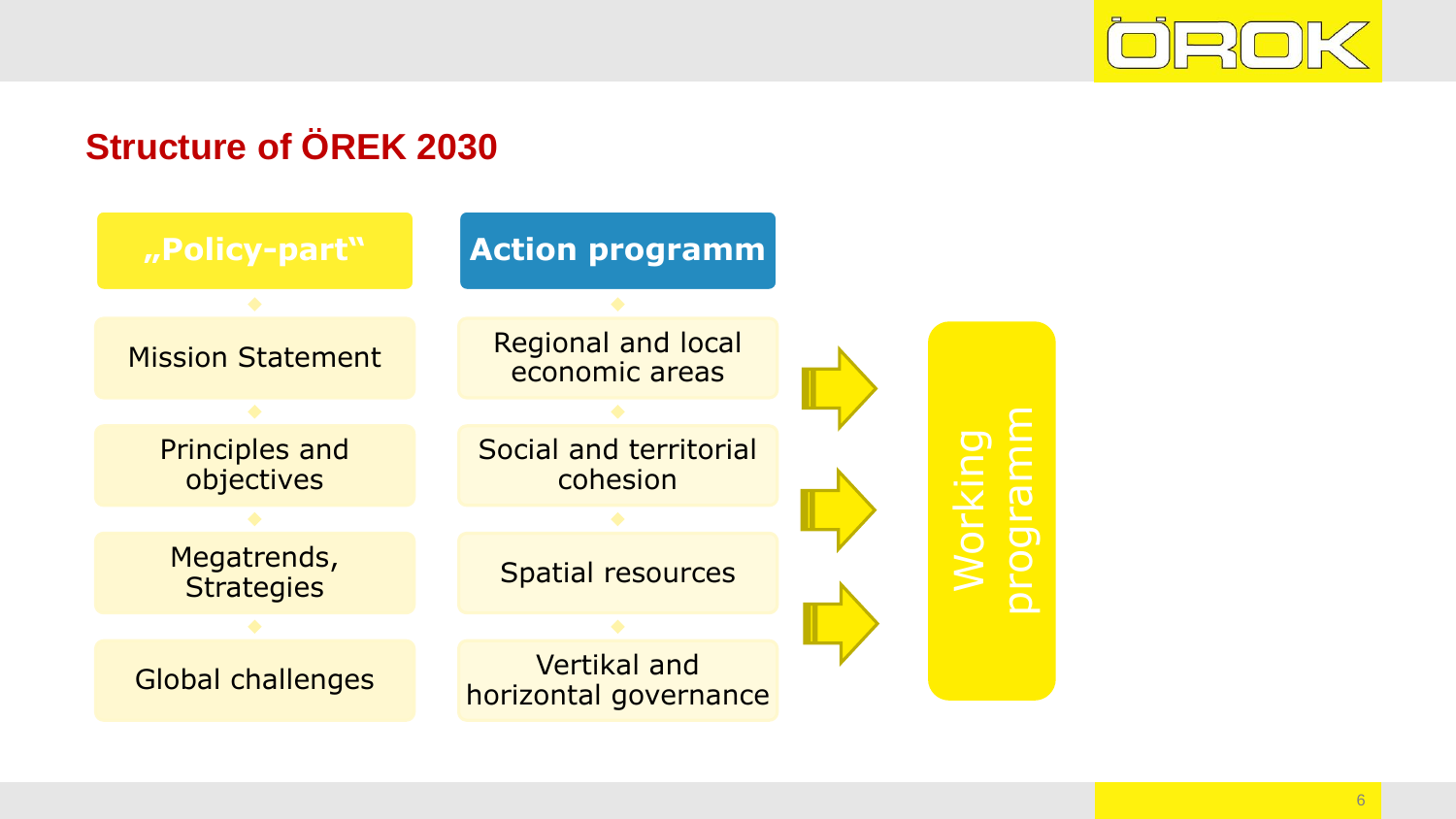## Structure of ÖREK 2030

| „Policy-part" | Action programm |
| --- | --- |
| Mission Statement | Regional and local economic areas |
| Principles and objectives | Social and territorial cohesion |
| Megatrends, Strategies | Spatial resources |
| Global challenges | Vertikal and horizontal governance |

Working programm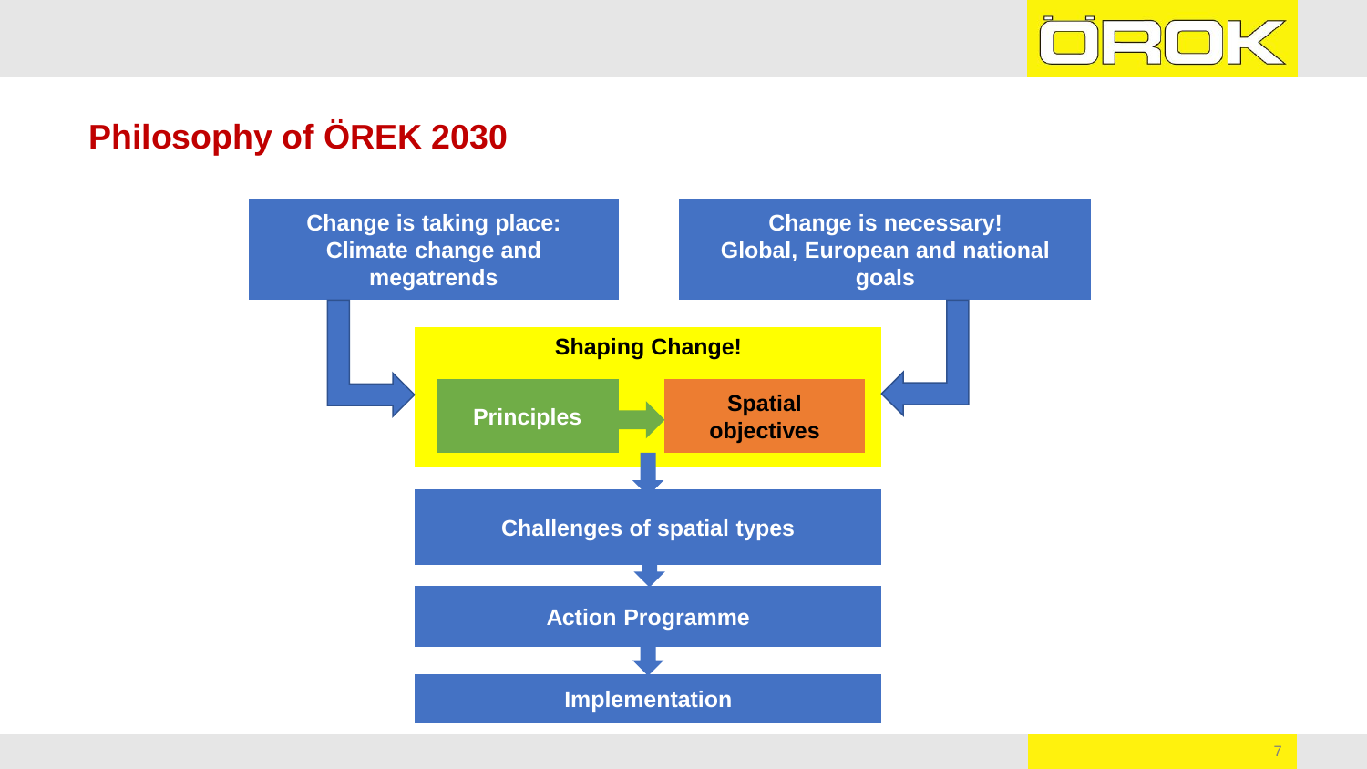## Philosophy of ÖREK 2030

**Change is taking place:** Climate change and megatrends

**Change is necessary!** Global, European and national goals

**Shaping Change!**

- Principles → Spatial objectives

Challenges of spatial types

Action Programme

Implementation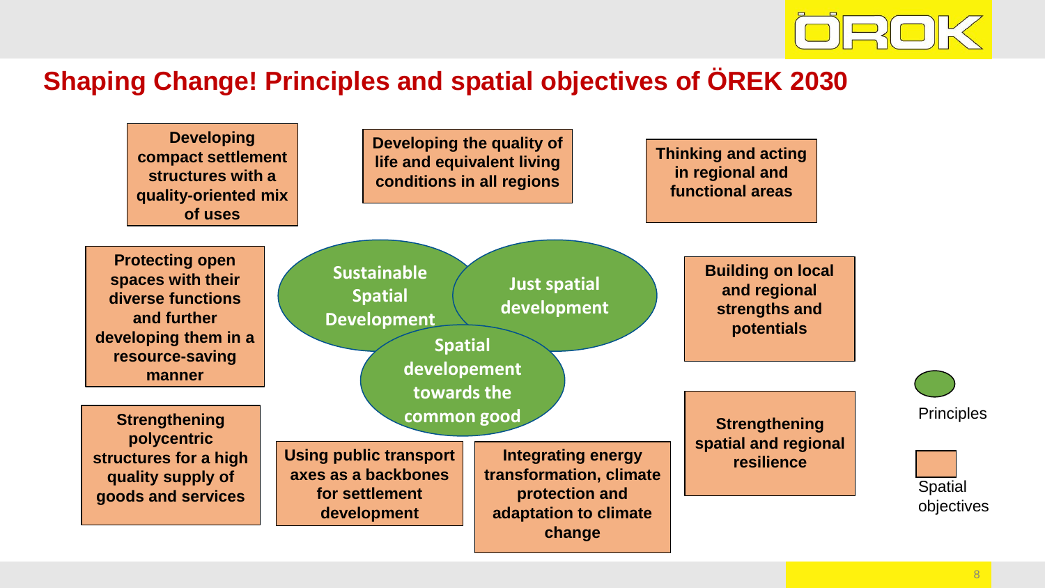## Shaping Change! Principles and spatial objectives of ÖREK 2030

**Principles:**

- Sustainable Spatial Development
- Just spatial development
- Spatial developement towards the common good

**Spatial objectives:**

- Developing compact settlement structures with a quality-oriented mix of uses
- Developing the quality of life and equivalent living conditions in all regions
- Thinking and acting in regional and functional areas
- Protecting open spaces with their diverse functions and further developing them in a resource-saving manner
- Building on local and regional strengths and potentials
- Strengthening polycentric structures for a high quality supply of goods and services
- Using public transport axes as a backbones for settlement development
- Integrating energy transformation, climate protection and adaptation to climate change
- Strengthening spatial and regional resilience

Legend: Principles (green ellipses); Spatial objectives (orange boxes)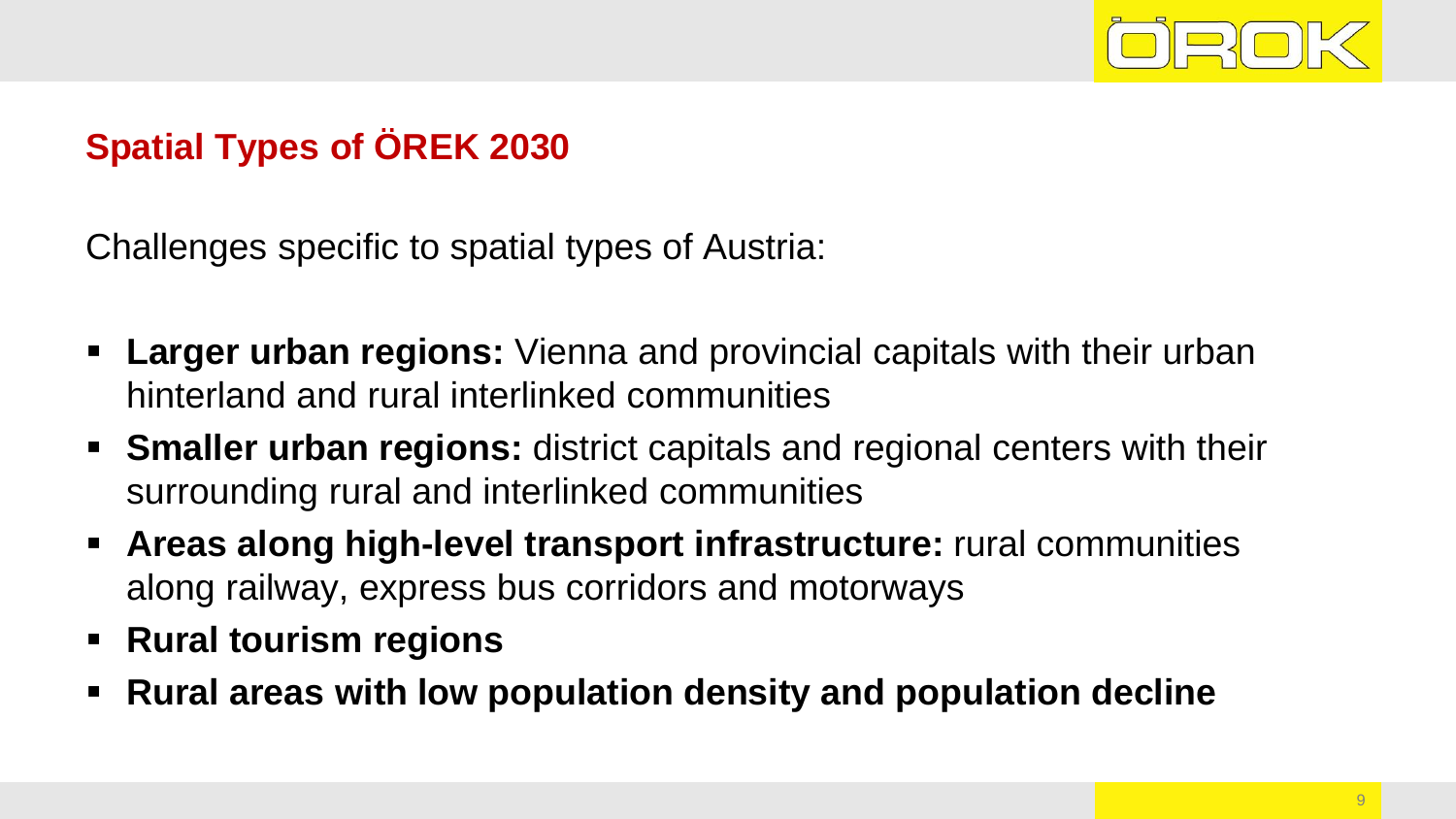## Spatial Types of ÖREK 2030

Challenges specific to spatial types of Austria:

- **Larger urban regions:** Vienna and provincial capitals with their urban hinterland and rural interlinked communities
- **Smaller urban regions:** district capitals and regional centers with their surrounding rural and interlinked communities
- **Areas along high-level transport infrastructure:** rural communities along railway, express bus corridors and motorways
- **Rural tourism regions**
- **Rural areas with low population density and population decline**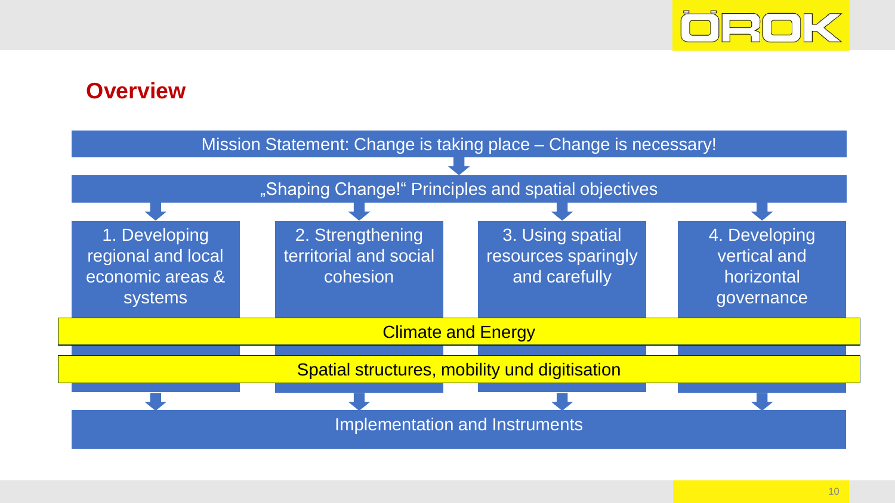## Overview

Mission Statement: Change is taking place – Change is necessary!

„Shaping Change!“ Principles and spatial objectives

1. Developing regional and local economic areas & systems

2. Strengthening territorial and social cohesion

3. Using spatial resources sparingly and carefully

4. Developing vertical and horizontal governance

Climate and Energy

Spatial structures, mobility und digitisation

Implementation and Instruments